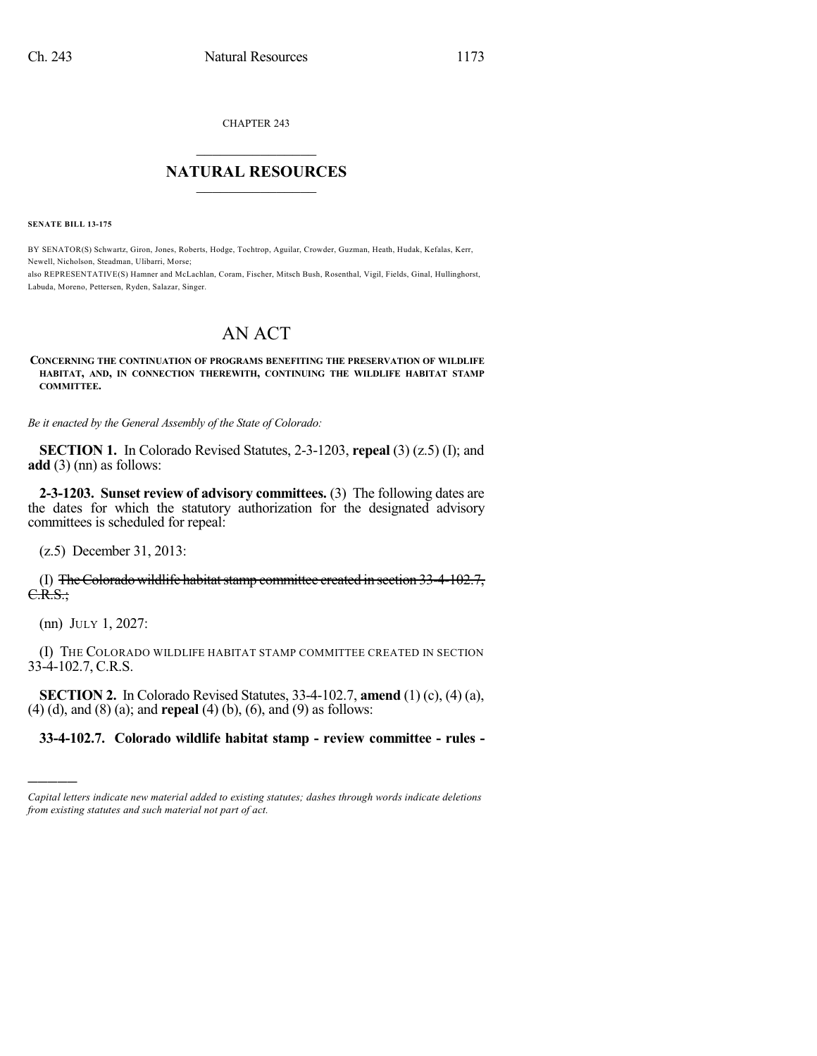CHAPTER 243

## NATURAL RESOURCES

**SENATE BILL 13-175**

BY SENATOR(S) Schwartz, Giron, Jones, Roberts, Hodge, Tochtrop, Aguilar, Crowder, Guzman, Heath, Hudak, Kefalas, Kerr, Newell, Nicholson, Steadman, Ulibarri, Morse;
also REPRESENTATIVE(S) Hamner and McLachlan, Coram, Fischer, Mitsch Bush, Rosenthal, Vigil, Fields, Ginal, Hullinghorst, Labuda, Moreno, Pettersen, Ryden, Salazar, Singer.

# AN ACT

**CONCERNING THE CONTINUATION OF PROGRAMS BENEFITING THE PRESERVATION OF WILDLIFE HABITAT, AND, IN CONNECTION THEREWITH, CONTINUING THE WILDLIFE HABITAT STAMP COMMITTEE.**

*Be it enacted by the General Assembly of the State of Colorado:*

**SECTION 1.** In Colorado Revised Statutes, 2-3-1203, **repeal** (3) (z.5) (I); and **add** (3) (nn) as follows:

**2-3-1203. Sunset review of advisory committees.** (3) The following dates are the dates for which the statutory authorization for the designated advisory committees is scheduled for repeal:

(z.5) December 31, 2013:

(I) ~~The Colorado wildlife habitat stamp committee created in section 33-4-102.7, C.R.S.;~~

(nn) JULY 1, 2027:

(I) THE COLORADO WILDLIFE HABITAT STAMP COMMITTEE CREATED IN SECTION 33-4-102.7, C.R.S.

**SECTION 2.** In Colorado Revised Statutes, 33-4-102.7, **amend** (1) (c), (4) (a), (4) (d), and (8) (a); and **repeal** (4) (b), (6), and (9) as follows:

**33-4-102.7. Colorado wildlife habitat stamp - review committee - rules -**

*Capital letters indicate new material added to existing statutes; dashes through words indicate deletions from existing statutes and such material not part of act.*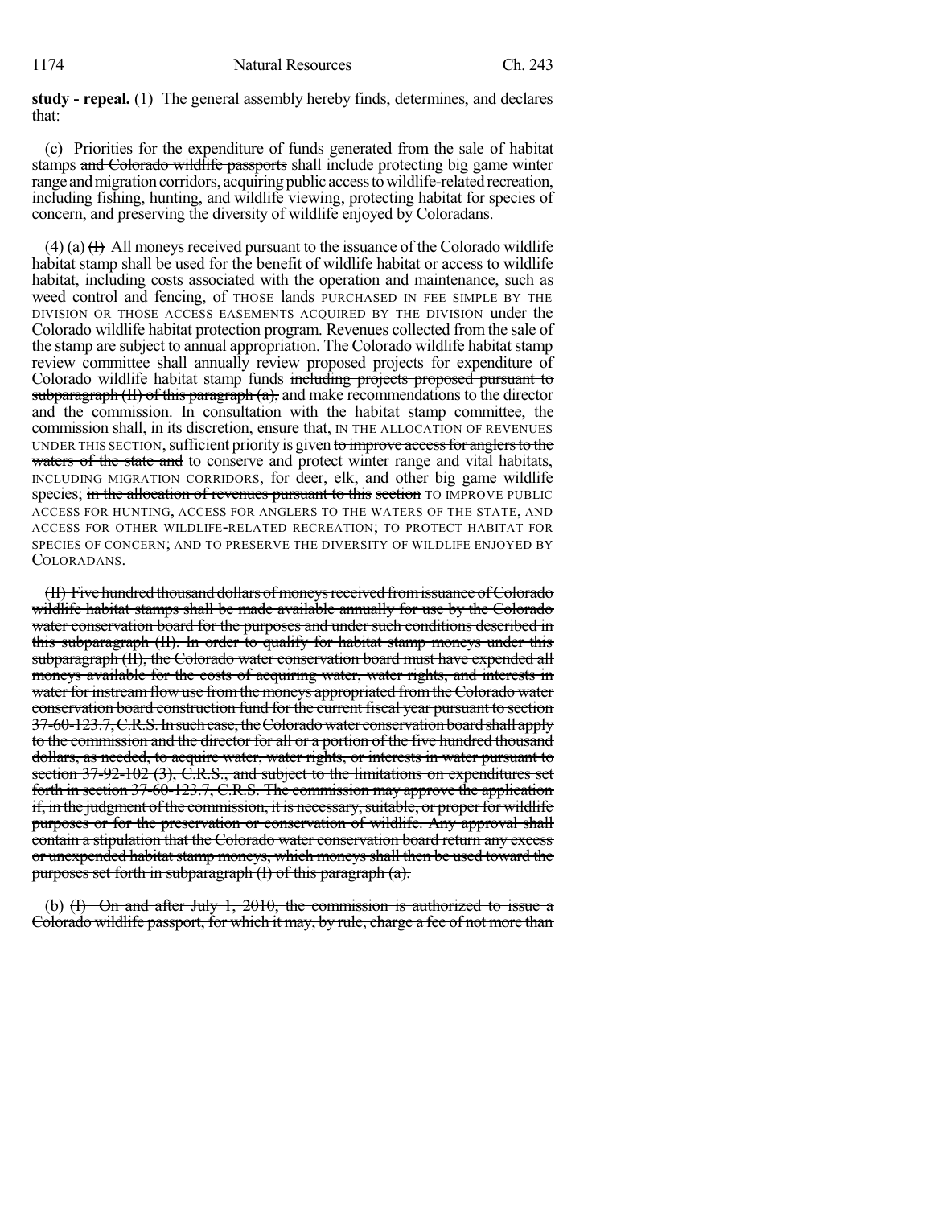**study - repeal.** (1) The general assembly hereby finds, determines, and declares that:

(c) Priorities for the expenditure of funds generated from the sale of habitat stamps ~~and Colorado wildlife passports~~ shall include protecting big game winter range and migration corridors, acquiring public access to wildlife-related recreation, including fishing, hunting, and wildlife viewing, protecting habitat for species of concern, and preserving the diversity of wildlife enjoyed by Coloradans.

(4) (a) ~~(I)~~ All moneys received pursuant to the issuance of the Colorado wildlife habitat stamp shall be used for the benefit of wildlife habitat or access to wildlife habitat, including costs associated with the operation and maintenance, such as weed control and fencing, of THOSE lands PURCHASED IN FEE SIMPLE BY THE DIVISION OR THOSE ACCESS EASEMENTS ACQUIRED BY THE DIVISION under the Colorado wildlife habitat protection program. Revenues collected from the sale of the stamp are subject to annual appropriation. The Colorado wildlife habitat stamp review committee shall annually review proposed projects for expenditure of Colorado wildlife habitat stamp funds ~~including projects proposed pursuant to subparagraph (II) of this paragraph (a),~~ and make recommendations to the director and the commission. In consultation with the habitat stamp committee, the commission shall, in its discretion, ensure that, IN THE ALLOCATION OF REVENUES UNDER THIS SECTION, sufficient priority is given ~~to improve access for anglers to the waters of the state and~~ to conserve and protect winter range and vital habitats, INCLUDING MIGRATION CORRIDORS, for deer, elk, and other big game wildlife species; ~~in the allocation of revenues pursuant to this section~~ TO IMPROVE PUBLIC ACCESS FOR HUNTING, ACCESS FOR ANGLERS TO THE WATERS OF THE STATE, AND ACCESS FOR OTHER WILDLIFE-RELATED RECREATION; TO PROTECT HABITAT FOR SPECIES OF CONCERN; AND TO PRESERVE THE DIVERSITY OF WILDLIFE ENJOYED BY COLORADANS.

~~(II) Five hundred thousand dollars of moneys received from issuance of Colorado wildlife habitat stamps shall be made available annually for use by the Colorado water conservation board for the purposes and under such conditions described in this subparagraph (II). In order to qualify for habitat stamp moneys under this subparagraph (II), the Colorado water conservation board must have expended all moneys available for the costs of acquiring water, water rights, and interests in water for instream flow use from the moneys appropriated from the Colorado water conservation board construction fund for the current fiscal year pursuant to section 37-60-123.7, C.R.S. In such case, the Colorado water conservation board shall apply to the commission and the director for all or a portion of the five hundred thousand dollars, as needed, to acquire water, water rights, or interests in water pursuant to section 37-92-102 (3), C.R.S., and subject to the limitations on expenditures set forth in section 37-60-123.7, C.R.S. The commission may approve the application if, in the judgment of the commission, it is necessary, suitable, or proper for wildlife purposes or for the preservation or conservation of wildlife. Any approval shall contain a stipulation that the Colorado water conservation board return any excess or unexpended habitat stamp moneys, which moneys shall then be used toward the purposes set forth in subparagraph (I) of this paragraph (a).~~

(b) ~~(I) On and after July 1, 2010, the commission is authorized to issue a Colorado wildlife passport, for which it may, by rule, charge a fee of not more than~~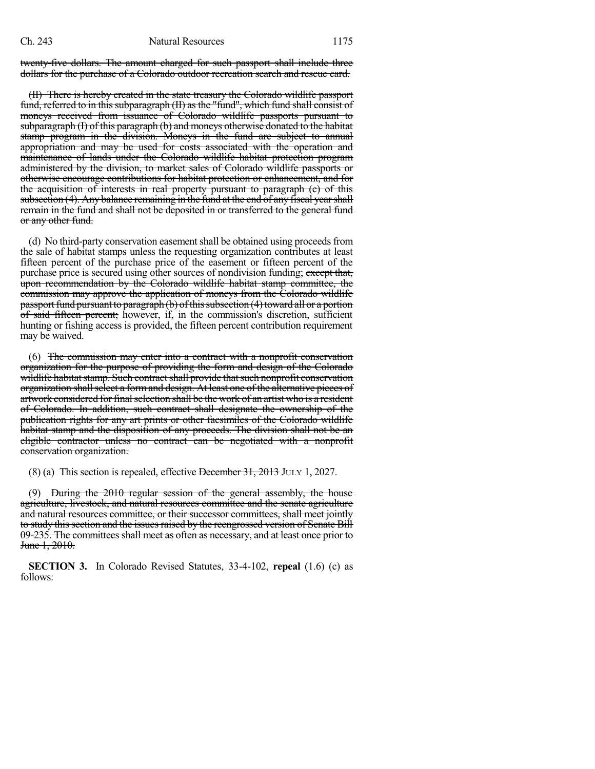~~twenty-five dollars. The amount charged for such passport shall include three dollars for the purchase of a Colorado outdoor recreation search and rescue card.~~

~~(II) There is hereby created in the state treasury the Colorado wildlife passport fund, referred to in this subparagraph (II) as the "fund", which fund shall consist of moneys received from issuance of Colorado wildlife passports pursuant to subparagraph (I) of this paragraph (b) and moneys otherwise donated to the habitat stamp program in the division. Moneys in the fund are subject to annual appropriation and may be used for costs associated with the operation and maintenance of lands under the Colorado wildlife habitat protection program administered by the division, to market sales of Colorado wildlife passports or otherwise encourage contributions for habitat protection or enhancement, and for the acquisition of interests in real property pursuant to paragraph (c) of this subsection (4). Any balance remaining in the fund at the end of any fiscal year shall remain in the fund and shall not be deposited in or transferred to the general fund or any other fund.~~

(d) No third-party conservation easement shall be obtained using proceeds from the sale of habitat stamps unless the requesting organization contributes at least fifteen percent of the purchase price of the easement or fifteen percent of the purchase price is secured using other sources of nondivision funding; ~~except that, upon recommendation by the Colorado wildlife habitat stamp committee, the commission may approve the application of moneys from the Colorado wildlife passport fund pursuant to paragraph (b) of this subsection (4) toward all or a portion of said fifteen percent;~~ however, if, in the commission's discretion, sufficient hunting or fishing access is provided, the fifteen percent contribution requirement may be waived.

(6) ~~The commission may enter into a contract with a nonprofit conservation organization for the purpose of providing the form and design of the Colorado wildlife habitat stamp. Such contract shall provide that such nonprofit conservation organization shall select a form and design. At least one of the alternative pieces of artwork considered for final selection shall be the work of an artist who is a resident of Colorado. In addition, such contract shall designate the ownership of the publication rights for any art prints or other facsimiles of the Colorado wildlife habitat stamp and the disposition of any proceeds. The division shall not be an eligible contractor unless no contract can be negotiated with a nonprofit conservation organization.~~

(8) (a) This section is repealed, effective ~~December 31, 2013~~ JULY 1, 2027.

(9) ~~During the 2010 regular session of the general assembly, the house agriculture, livestock, and natural resources committee and the senate agriculture and natural resources committee, or their successor committees, shall meet jointly to study this section and the issues raised by the reengrossed version of Senate Bill 09-235. The committees shall meet as often as necessary, and at least once prior to June 1, 2010.~~

**SECTION 3.** In Colorado Revised Statutes, 33-4-102, **repeal** (1.6) (c) as follows: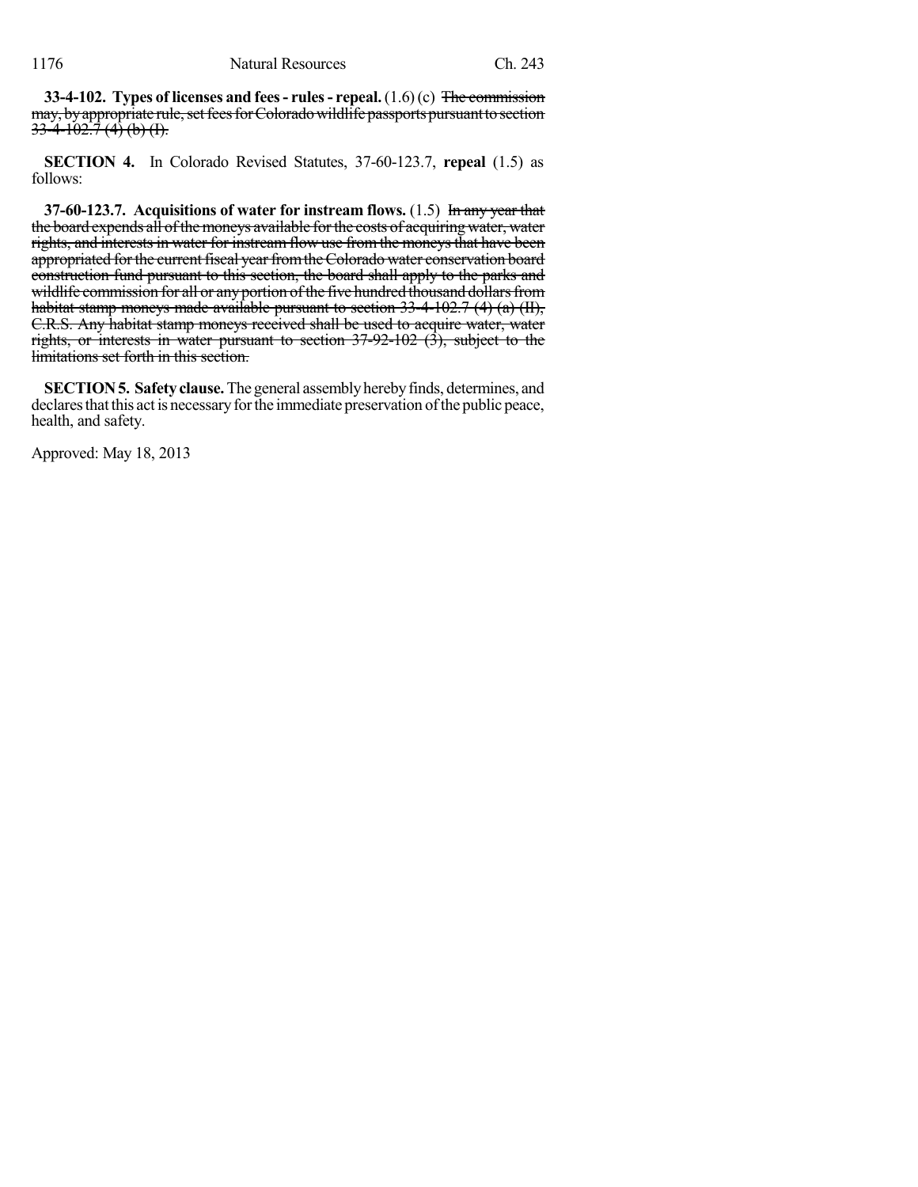**33-4-102. Types of licenses and fees - rules - repeal.** (1.6) (c) ~~The commission may, by appropriate rule, set fees for Colorado wildlife passports pursuant to section 33-4-102.7 (4) (b) (I).~~

**SECTION 4.** In Colorado Revised Statutes, 37-60-123.7, **repeal** (1.5) as follows:

**37-60-123.7. Acquisitions of water for instream flows.** (1.5) ~~In any year that the board expends all of the moneys available for the costs of acquiring water, water rights, and interests in water for instream flow use from the moneys that have been appropriated for the current fiscal year from the Colorado water conservation board construction fund pursuant to this section, the board shall apply to the parks and wildlife commission for all or any portion of the five hundred thousand dollars from habitat stamp moneys made available pursuant to section 33-4-102.7 (4) (a) (II), C.R.S. Any habitat stamp moneys received shall be used to acquire water, water rights, or interests in water pursuant to section 37-92-102 (3), subject to the limitations set forth in this section.~~

**SECTION 5. Safety clause.** The general assembly hereby finds, determines, and declares that this act is necessary for the immediate preservation of the public peace, health, and safety.

Approved: May 18, 2013